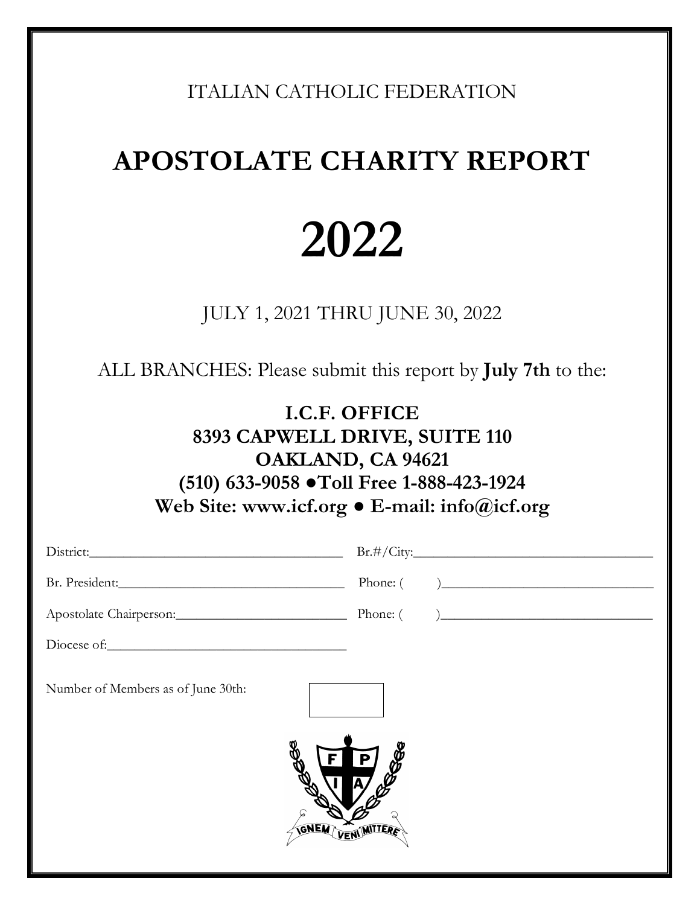ITALIAN CATHOLIC FEDERATION

# APOSTOLATE CHARITY REPORT

# 2022

JULY 1, 2021 THRU JUNE 30, 2022

ALL BRANCHES: Please submit this report by **July 7th** to the:

**I.C.F. OFFICE**
**8393 CAPWELL DRIVE, SUITE 110**
**OAKLAND, CA 94621**
**(510) 633-9058 ●Toll Free 1-888-423-1924**
**Web Site: www.icf.org ● E-mail: info@icf.org**

District:_________________________________ Br.#/City:_________________________________

Br. President:_____________________________ Phone: ( )_____________________________

Apostolate Chairperson:_____________________ Phone: ( )_____________________________

Diocese of:_______________________________

Number of Members as of June 30th: [ ]

IGNEM VENI MITTERE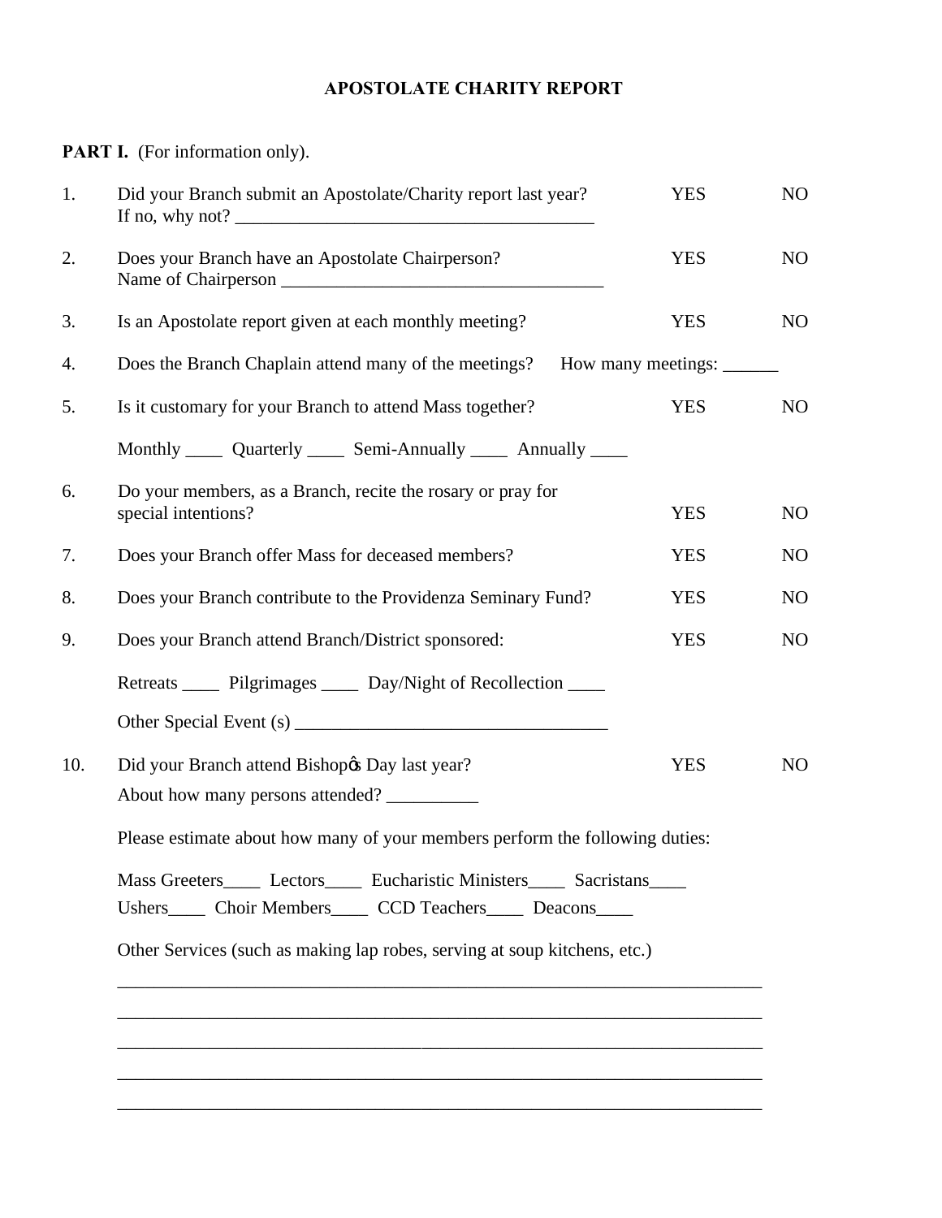# APOSTOLATE CHARITY REPORT

**PART I.** (For information only).

1. Did your Branch submit an Apostolate/Charity report last year? YES NO
   If no, why not? _______________________________________

2. Does your Branch have an Apostolate Chairperson? YES NO
   Name of Chairperson ___________________________________

3. Is an Apostolate report given at each monthly meeting? YES NO

4. Does the Branch Chaplain attend many of the meetings? How many meetings: ______

5. Is it customary for your Branch to attend Mass together? YES NO

   Monthly ____ Quarterly ____ Semi-Annually ____ Annually ____

6. Do your members, as a Branch, recite the rosary or pray for special intentions? YES NO

7. Does your Branch offer Mass for deceased members? YES NO

8. Does your Branch contribute to the Providenza Seminary Fund? YES NO

9. Does your Branch attend Branch/District sponsored: YES NO

   Retreats ____ Pilgrimages ____ Day/Night of Recollection ____

   Other Special Event (s) __________________________________

10. Did your Branch attend Bishop's Day last year? YES NO
    About how many persons attended? __________

    Please estimate about how many of your members perform the following duties:

    Mass Greeters____ Lectors____ Eucharistic Ministers____ Sacristans____
    Ushers____ Choir Members____ CCD Teachers____ Deacons____

    Other Services (such as making lap robes, serving at soup kitchens, etc.)

    ________________________________________________________________________

    ________________________________________________________________________

    ________________________________________________________________________

    ________________________________________________________________________

    ________________________________________________________________________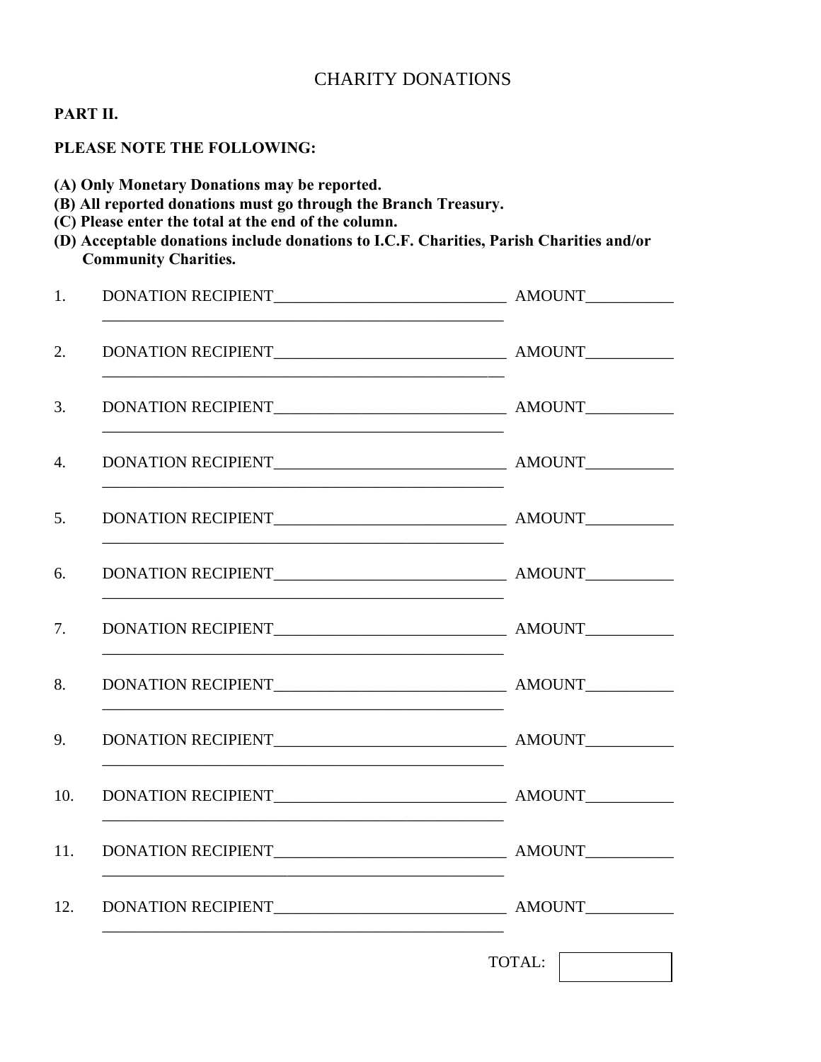# CHARITY DONATIONS

**PART II.**

**PLEASE NOTE THE FOLLOWING:**

**(A) Only Monetary Donations may be reported.**
**(B) All reported donations must go through the Branch Treasury.**
**(C) Please enter the total at the end of the column.**
**(D) Acceptable donations include donations to I.C.F. Charities, Parish Charities and/or Community Charities.**

1. DONATION RECIPIENT______________________________ AMOUNT___________
   ____________________________________________________

2. DONATION RECIPIENT______________________________ AMOUNT___________
   ____________________________________________________

3. DONATION RECIPIENT______________________________ AMOUNT___________
   ____________________________________________________

4. DONATION RECIPIENT______________________________ AMOUNT___________
   ____________________________________________________

5. DONATION RECIPIENT______________________________ AMOUNT___________
   ____________________________________________________

6. DONATION RECIPIENT______________________________ AMOUNT___________
   ____________________________________________________

7. DONATION RECIPIENT______________________________ AMOUNT___________
   ____________________________________________________

8. DONATION RECIPIENT______________________________ AMOUNT___________
   ____________________________________________________

9. DONATION RECIPIENT______________________________ AMOUNT___________
   ____________________________________________________

10. DONATION RECIPIENT______________________________ AMOUNT___________
    ____________________________________________________

11. DONATION RECIPIENT______________________________ AMOUNT___________
    ____________________________________________________

12. DONATION RECIPIENT______________________________ AMOUNT___________
    ____________________________________________________

TOTAL: __________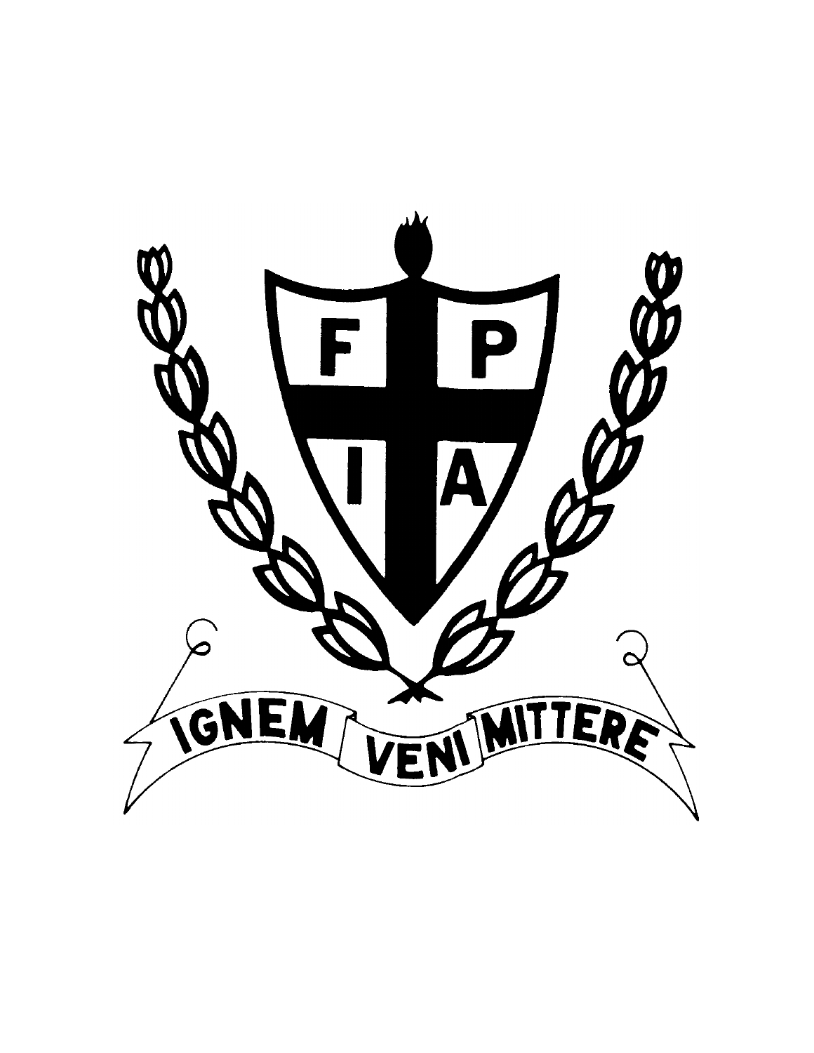F P
I A

IGNEM VENI MITTERE